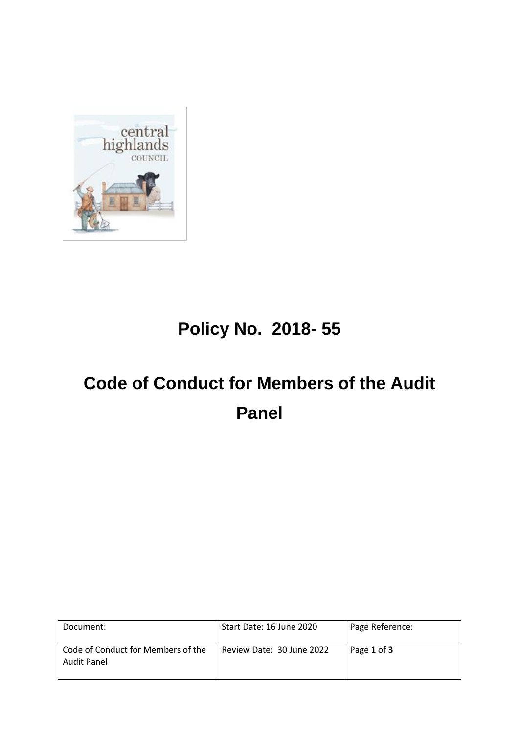# Policy No. 2018- 55

# Code of Conduct for Members of the Audit Panel

| Document: | Start Date: 16 June 2020 | Page Reference: |
|---|---|---|
| Code of Conduct for Members of the Audit Panel | Review Date: 30 June 2022 | Page **1** of **3** |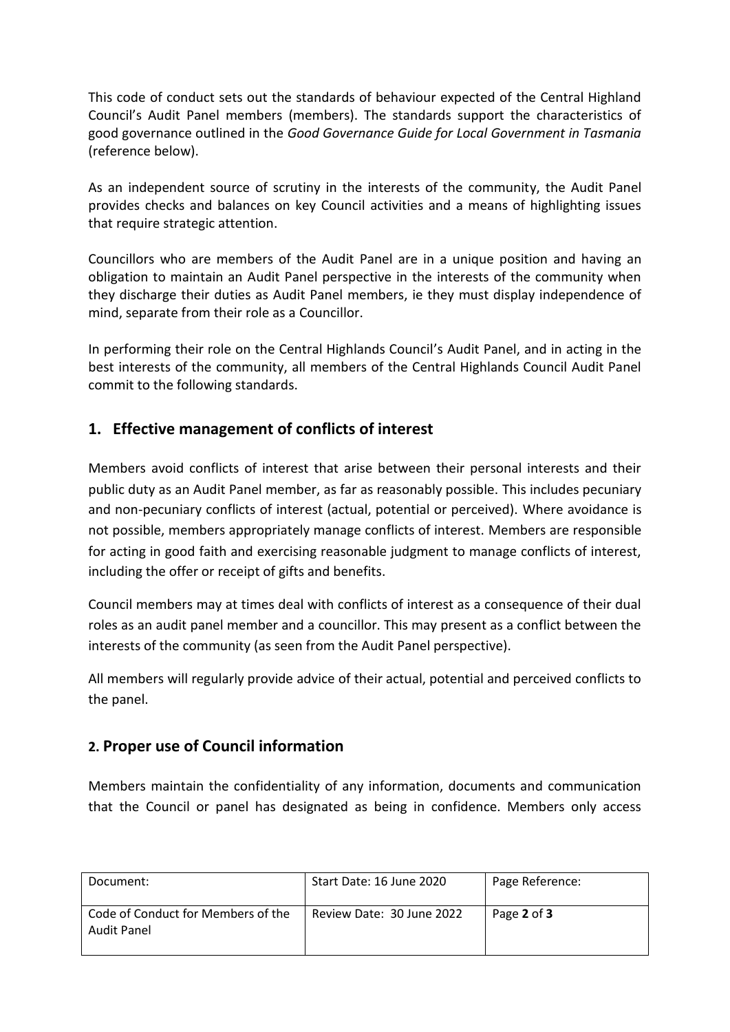This code of conduct sets out the standards of behaviour expected of the Central Highland Council's Audit Panel members (members). The standards support the characteristics of good governance outlined in the *Good Governance Guide for Local Government in Tasmania* (reference below).

As an independent source of scrutiny in the interests of the community, the Audit Panel provides checks and balances on key Council activities and a means of highlighting issues that require strategic attention.

Councillors who are members of the Audit Panel are in a unique position and having an obligation to maintain an Audit Panel perspective in the interests of the community when they discharge their duties as Audit Panel members, ie they must display independence of mind, separate from their role as a Councillor.

In performing their role on the Central Highlands Council's Audit Panel, and in acting in the best interests of the community, all members of the Central Highlands Council Audit Panel commit to the following standards.

## 1. Effective management of conflicts of interest

Members avoid conflicts of interest that arise between their personal interests and their public duty as an Audit Panel member, as far as reasonably possible. This includes pecuniary and non-pecuniary conflicts of interest (actual, potential or perceived). Where avoidance is not possible, members appropriately manage conflicts of interest. Members are responsible for acting in good faith and exercising reasonable judgment to manage conflicts of interest, including the offer or receipt of gifts and benefits.

Council members may at times deal with conflicts of interest as a consequence of their dual roles as an audit panel member and a councillor. This may present as a conflict between the interests of the community (as seen from the Audit Panel perspective).

All members will regularly provide advice of their actual, potential and perceived conflicts to the panel.

## 2. Proper use of Council information

Members maintain the confidentiality of any information, documents and communication that the Council or panel has designated as being in confidence. Members only access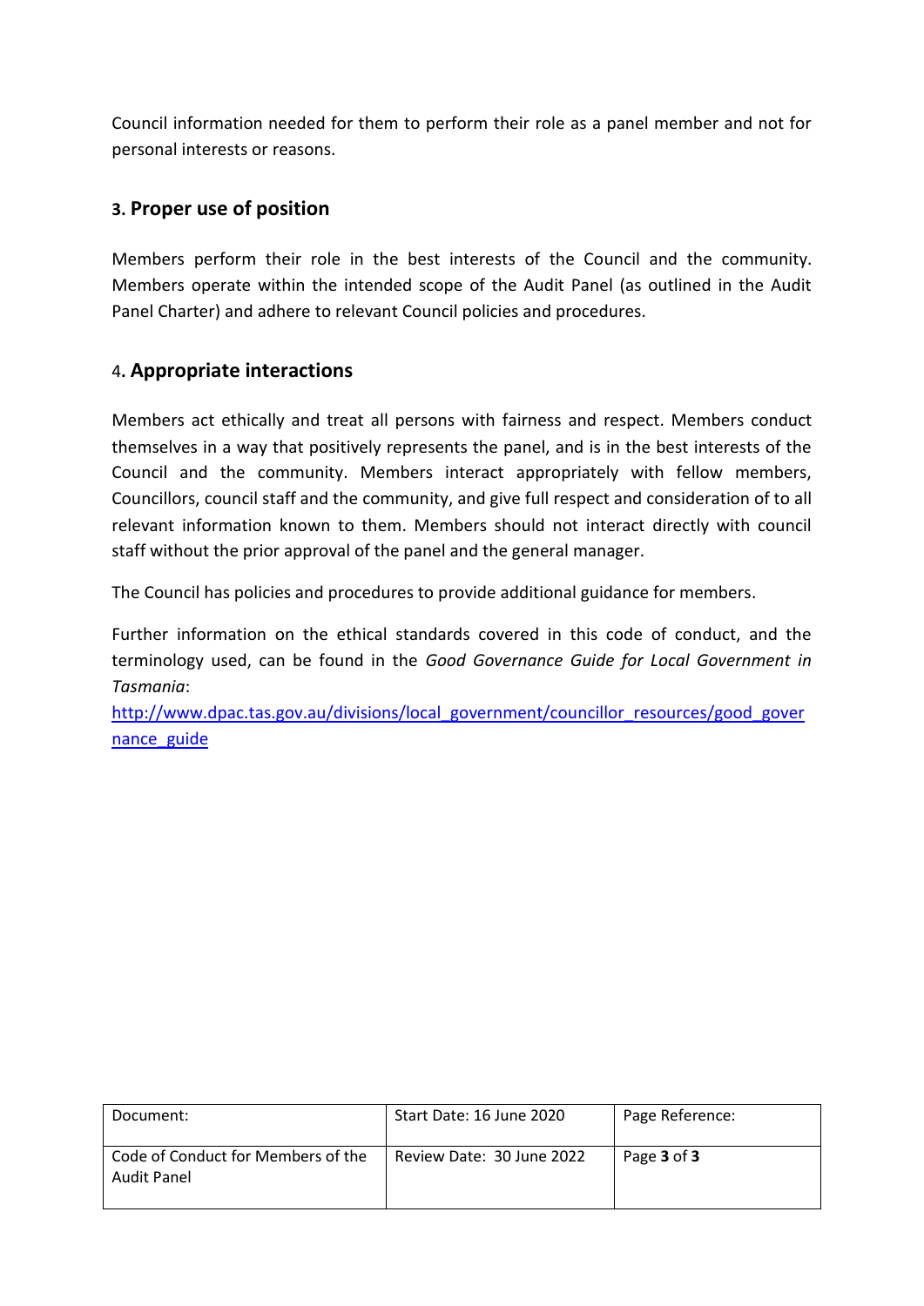Council information needed for them to perform their role as a panel member and not for personal interests or reasons.

## 3. Proper use of position

Members perform their role in the best interests of the Council and the community. Members operate within the intended scope of the Audit Panel (as outlined in the Audit Panel Charter) and adhere to relevant Council policies and procedures.

## 4. Appropriate interactions

Members act ethically and treat all persons with fairness and respect. Members conduct themselves in a way that positively represents the panel, and is in the best interests of the Council and the community. Members interact appropriately with fellow members, Councillors, council staff and the community, and give full respect and consideration of to all relevant information known to them. Members should not interact directly with council staff without the prior approval of the panel and the general manager.

The Council has policies and procedures to provide additional guidance for members.

Further information on the ethical standards covered in this code of conduct, and the terminology used, can be found in the *Good Governance Guide for Local Government in Tasmania*:
[http://www.dpac.tas.gov.au/divisions/local_government/councillor_resources/good_governance_guide](http://www.dpac.tas.gov.au/divisions/local_government/councillor_resources/good_governance_guide)

| | | |
|---|---|---|
| Document: | Start Date: 16 June 2020 | Page Reference: |
| Code of Conduct for Members of the Audit Panel | Review Date: 30 June 2022 | Page **3** of **3** |